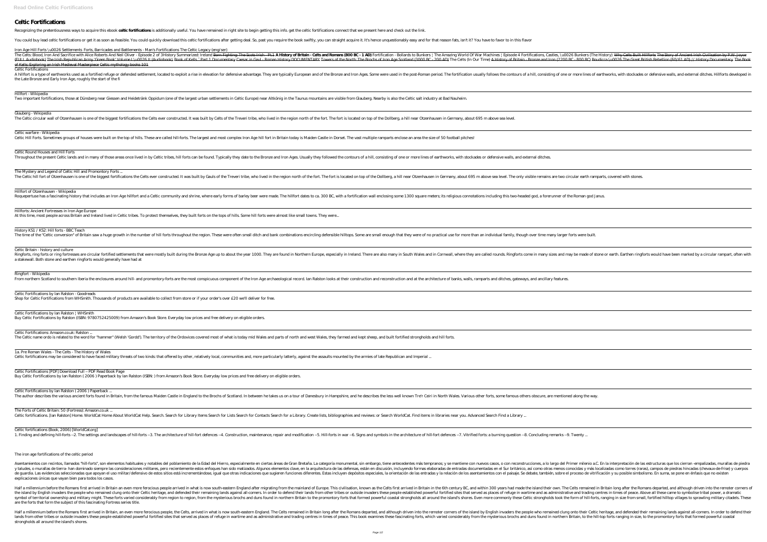# Celtic Fortifications

Recognizing the pretentiousness ways to acquire this ebook **celtic fortifications** is additionally useful. You have remained in right site to begin getting this info. get the celtic fortifications connect that we present here and check out the link.

You could buy lead celtic fortifications or get it as soon as feasible. You could quickly download this celtic fortifications after getting deal. So, past you require the book swiftly, you can straight acquire it. It's hence unquestionably easy and for that reason fats, isn't it? You have to favor to in this flavor

Iron Age Hill Forts \u0026 Settlements Forts, Barricades and Battlements - Man's Fortifications The Celtic Legacy (eng/ser)

The Celts: Blood, Iron And Sacrifice with Alice Roberts And Neil Oliver - Episode 2 of 3History Summarized: Ireland Born Fighting: The Scots-Irish - Pt.1 **A History of Britain - Celts and Romans (800 BC - 1 AD)** Fortification - Bollards to Bunkers | The Amazing World Of War Machines | Episode 4 Fortifications, Castles, \u0026 Bunkers (The History) Why Celts Built Hillforts The Story of Ancient Irish Civilisation by P.W. Joyce (FULL Audiobook) The Irish Republican Army 'Green Book' Volume I \u0026 II (Audiobook) Book of Kells ~ Part 1 Documentary Caesar in Gaul - Roman History DOCUMENTARY Towers of the North: The Brochs of Iron Age Scotland (3000 BC - 200 AD) The Celts (In Our Time) A History of Britain - Bronze and Iron (2200 BC - 800 BC) Boudicca \u0026 The Great British Rebellion (60/61 AD) // History Documentary The Book of Kells: Exploring an Irish Medieval Masterpiece Celtic mythology books 101

Celtic Fortifications

A hillfort is a type of earthworks used as a fortified refuge or defended settlement, located to exploit a rise in elevation for defensive advantage. They are typically European and of the Bronze and Iron Ages. Some were used in the post-Roman period. The fortification usually follows the contours of a hill, consisting of one or more lines of earthworks, with stockades or defensive walls, and external ditches. Hillforts developed in the Late Bronze and Early Iron Age, roughly the start of the fi

Hillfort - Wikipedia

Two important fortifications, those at Dünsberg near Giessen and Heidetränk Oppidum (one of the largest urban settlements in Celtic Europe) near Altkönig in the Taunus mountains are visible from Glauberg. Nearby is also the Celtic salt industry at Bad Nauheim.

Glauberg - Wikipedia

The Celtic circular wall of Otzenhausen is one of the biggest fortifications the Celts ever constructed. It was built by Celts of the Treveri tribe, who lived in the region north of the fort. The fort is located on top of the Dollberg, a hill near Otzenhausen in Germany, about 695 m above sea level.

Celtic warfare - Wikipedia

Celtic Hill Forts. Sometimes groups of houses were built on the top of hills. These are called hill-forts. The largest and most complex Iron Age hill fort in Britain today is Maiden Castle in Dorset. The vast multiple ramparts enclose an area the size of 50 football pitches!

Celtic Round Houses and Hill Forts

Throughout the present Celtic lands and in many of those areas once lived in by Celtic tribes, hill forts can be found. Typically they date to the Bronze and Iron Ages. Usually they followed the contours of a hill, consisting of one or more lines of earthworks, with stockades or defensive walls, and external ditches.

The Mystery and Legend of Celtic Hill and Promontory Forts ...

The Celtic hill fort of Otzenhausen is one of the biggest fortifications the Celts ever constructed. It was built by Gauls of the Treveri tribe, who lived in the region north of the fort. The fort is located on top of the Dollberg, a hill near Otzenhausen in Germany, about 695 m above sea level. The only visible remains are two circular earth ramparts, covered with stones.

Hillfort of Otzenhausen - Wikipedia

Roquepertuse has a fascinating history that includes an Iron Age hillfort and a Celtic community and shrine, where early forms of barley beer were made. The hillfort dates to ca. 300 BC, with a fortification wall enclosing some 1300 square meters; its religious connotations including this two-headed god, a forerunner of the Roman god Janus.

Hillforts: Ancient Fortresses in Iron Age Europe

At this time, most people across Britain and Ireland lived in Celtic tribes. To protect themselves, they built forts on the tops of hills. Some hill forts were almost like small towns. They were...

History KS1 / KS2: Hill forts - BBC Teach

The time of the "Celtic conversion" of Britain saw a huge growth in the number of hill forts throughout the region. These were often small ditch and bank combinations encircling defensible hilltops. Some are small enough that they were of no practical use for more than an individual family, though over time many larger forts were built.

Celtic Britain - history and culture

Ringforts, ring forts or ring fortresses are circular fortified settlements that were mostly built during the Bronze Age up to about the year 1000. They are found in Northern Europe, especially in Ireland. There are also many in South Wales and in Cornwall, where they are called rounds. Ringforts come in many sizes and may be made of stone or earth. Earthen ringforts would have been marked by a circular rampart, often with a stakewall. Both stone and earthen ringforts would generally have had at

Ringfort - Wikipedia

From northern Scotland to southern Iberia the enclosures around hill- and promontory-forts are the most conspicuous component of the Iron Age archaeological record. Ian Ralston looks at their construction and reconstruction and at the architecture of banks, walls, ramparts and ditches, gateways, and ancillary features.

Celtic Fortifications by Ian Ralston - Goodreads

Shop for Celtic Fortifications from WHSmith. Thousands of products are available to collect from store or if your order's over £20 we'll deliver for free.

Celtic Fortifications by Ian Ralston | WHSmith

Buy Celtic Fortifications by Ralston (ISBN: 9780752425009) from Amazon's Book Store. Everyday low prices and free delivery on eligible orders.

Celtic Fortifications: Amazon.co.uk: Ralston ...

The Celtic name ordo is related to the word for "hammer" (Welsh 'Gordd'). The territory of the Ordovices covered most of what is today mid Wales and parts of north and west Wales, they farmed and kept sheep, and built fortified strongholds and hill forts.

1a. Pre Roman Wales - The Celts - The History of Wales

Celtic fortifications may be considered to have faced military threats of two kinds: that offered by other, relatively local, communities and, more particularly latterly, against the assaults mounted by the armies of late Republican and Imperial ...

Celtic Fortifications [PDF] Download Full – PDF Read Book Page

Buy Celtic Fortifications by Ian Ralston ( 2006 ) Paperback by Ian Ralston (ISBN: ) from Amazon's Book Store. Everyday low prices and free delivery on eligible orders.

Celtic Fortifications by Ian Ralston ( 2006 ) Paperback ...

The author describes the various ancient forts found in Britain, from the famous Maiden Castle in England to the Brochs of Scotland. In between he takes us on a tour of Danesbury in Hampshire, and he describes the less well known Tre'r Ceiri in North Wales. Various other forts, some famous others obscure, are mentioned along the way.

The Forts of Celtic Britain: 50 (Fortress): Amazon.co.uk ...

Celtic fortifications. [Ian Ralston] Home. WorldCat Home About WorldCat Help. Search. Search for Library Items Search for Lists Search for Contacts Search for a Library. Create lists, bibliographies and reviews: or Search WorldCat. Find items in libraries near you. Advanced Search Find a Library ...

Celtic fortifications (Book, 2006) [WorldCat.org]

1. Finding and defining hill-forts --2. The settings and landscapes of hill-forts --3. The architecture of hill-fort defences --4. Construction, maintenance, repair and modification --5. Hill-forts in war --6. Signs and symbols in the architecture of hill-fort defences --7. Vitrified forts: a burning question --8. Concluding remarks --9. Twenty ...

The iron age fortifications of the celtic period

Asentamientos con recintos, llamados "hill-forts", son elementos habituales y notables del poblamiento de la Edad del Hierro, especialmente en ciertas áreas de Gran Bretaña. La categoría monumental, sin embargo, tiene antecedentes más tempranos; y se mantiene con nuevos casos, o con reconstrucciones, a lo largo del Primer milenio a.C. En la interpretación de las estructuras que los cierran -empalizadas, murallas de piedra y taludes, o murallas de tierra- han dominado siempre las consideraciones militares, pero recientemente estos enfoques han sido matizados. Algunos elementos clave, en la arquitectura de las defensas, están en discusión, incluyendo formas elaboradas de entradas documentadas en el Sur británico, así como otras menos conocidas y más localizadas como torres (raras), campos de piedras hincadas (chevaux-de-frise) y cuerpos de guardia. Las evidencias seleccionadas que apoyan el uso militar/defensivo de estos sitios está incrementándose, igual que otras indicaciones que sugieren funciones diferentes. Estas incluyen depósitos especiales, la orientación de las entradas y la relación de los asentamientos con el paisaje. Se debate, también, sobre el proceso de vitrificación y su posible simbolismo. En suma, se pone en énfasis que no existen explicaciones únicas que vayan bien para todos los casos.

Half a millennium before the Romans first arrived in Britain an even more ferocious people arrived in what is now south-eastern England after migrating from the mainland of Europe. This civilisation, known as the Celts first arrived in Britain in the 6th century BC, and within 300 years had made the island their own. The Celts remained in Britain long after the Romans departed, and although driven into the remoter corners of the island by English invaders the people who remained clung onto their Celtic heritage, and defended their remaining lands against all-comers. In order to defend their lands from other tribes or outside invaders these people established powerful fortified sites that served as places of refuge in wartime and as administrative and trading centres in times of peace. Above all these came to symbolise tribal power, a dramatic symbol of territorial ownership and military might. These forts varied considerably from region to region, from the mysterious brochs and duns found in northern Britain to the promontory forts that formed powerful coastal strongholds all around the island's shores. Even more commonly these Celtic strongholds took the form of hill-forts, ranging in size from small, fortified hilltop villages to sprawling military citadels. These are the forts that form the subject of this fascinating Fortress series title.

Half a millennium before the Romans first arrived in Britain, an even more ferocious people, the Celts, arrived in what is now south-eastern England. The Celts remained in Britain long after the Romans departed, and although driven into the remoter corners of the island by English invaders the people who remained clung onto their Celtic heritage, and defended their remaining lands against all-comers. In order to defend their lands from other tribes or outside invaders these people established powerful fortified sites that served as places of refuge in wartime and as administrative and trading centres in times of peace. This book examines these fascinating forts, which varied considerably from the mysterious brochs and duns found in northern Britain, to the hill-top forts ranging in size, to the promontory forts that formed powerful coastal strongholds all around the island's shores.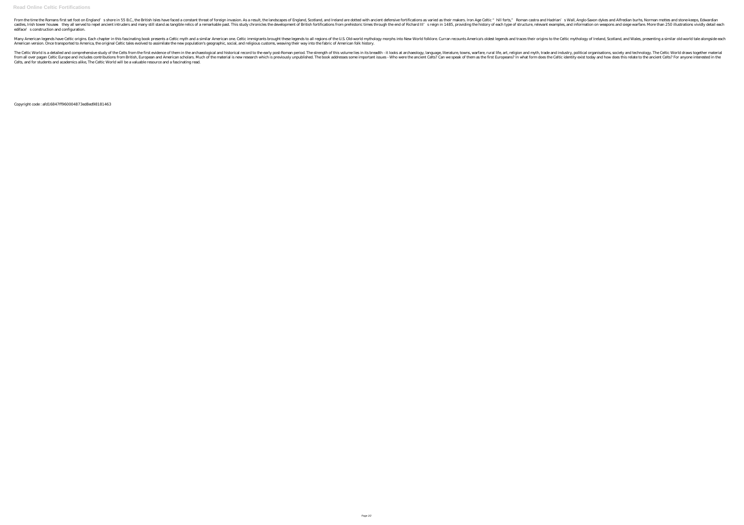From the time the Romans first set foot on England's shore in 55 B.C., the British Isles have faced a constant threat of foreign invasion. As a result, the landscapes of England, Scotland, and Ireland are dotted with ancient defensive fortifications as varied as their makers. Iron Age Celtic "hill forts," Roman castra and Hadrian's Wall, Anglo-Saxon dykes and Alfredian burhs, Norman mottes and stone-keeps, Edwardian castles, Irish tower houses they all served to repel ancient intruders and many still stand as tangible relics of a remarkable past. This study chronicles the development of British fortifications from prehistoric times through the end of Richard III's reign in 1485, providing the history of each type of structure, relevant examples, and information on weapons and siege warfare. More than 250 illustrations vividly detail each ediface's construction and configuration.

Many American legends have Celtic origins. Each chapter in this fascinating book presents a Celtic myth and a similar American one. Celtic immigrants brought these legends to all regions of the U.S. Old-world mythology morphs into New World folklore. Curran recounts America's oldest legends and traces their origins to the Celtic mythology of Ireland, Scotland, and Wales, presenting a similar old-world tale alongside each American version. Once transported to America, the original Celtic tales evolved to assimilate the new population's geographic, social, and religious customs, weaving their way into the fabric of American folk history.

The Celtic World is a detailed and comprehensive study of the Celts from the first evidence of them in the archaeological and historical record to the early post-Roman period. The strength of this volume lies in its breadth - it looks at archaeology, language, literature, towns, warfare, rural life, art, religion and myth, trade and industry, political organisations, society and technology. The Celtic World draws together material from all over pagan Celtic Europe and includes contributions from British, European and American scholars. Much of the material is new research which is previously unpublished. The book addresses some important issues - Who were the ancient Celts? Can we speak of them as the first Europeans? In what form does the Celtic identity exist today and how does this relate to the ancient Celts? For anyone interested in the Celts, and for students and academics alike, The Celtic World will be a valuable resource and a fascinating read.

Copyright code : afd16847ff960004873ed8ed98181463